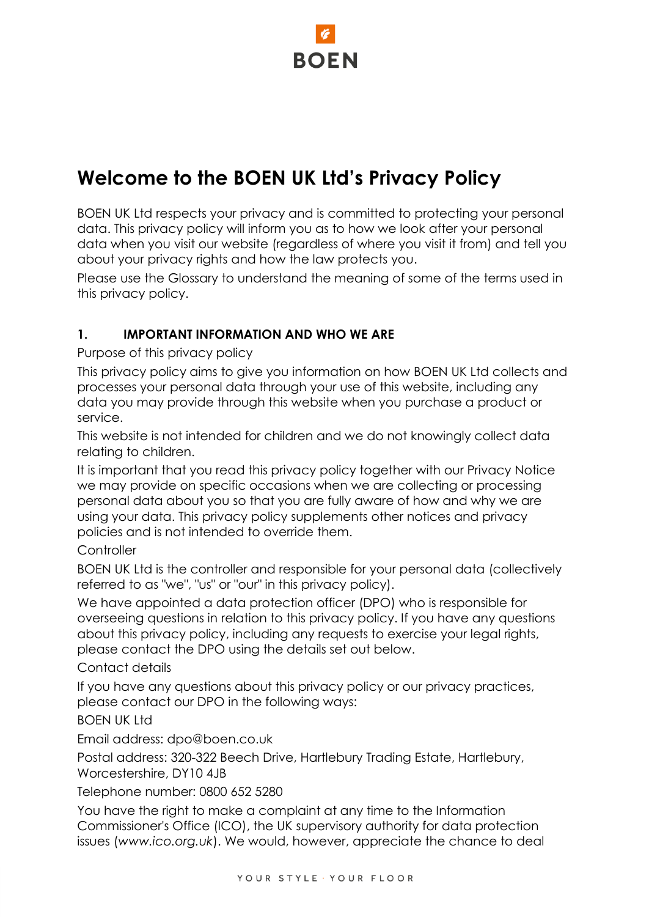# Welcome to the BOEN UK Ltd's Privacy Policy

BOEN UK Ltd respects your privacy and is committed to protecting your personal data. This privacy policy will inform you as to how we look after your personal data when you visit our website (regardless of where you visit it from) and tell you about your privacy rights and how the law protects you.

Please use the Glossary to understand the meaning of some of the terms used in this privacy policy.

## 1. IMPORTANT INFORMATION AND WHO WE ARE

Purpose of this privacy policy

This privacy policy aims to give you information on how BOEN UK Ltd collects and processes your personal data through your use of this website, including any data you may provide through this website when you purchase a product or service.

This website is not intended for children and we do not knowingly collect data relating to children.

It is important that you read this privacy policy together with our Privacy Notice we may provide on specific occasions when we are collecting or processing personal data about you so that you are fully aware of how and why we are using your data. This privacy policy supplements other notices and privacy policies and is not intended to override them.

Controller

BOEN UK Ltd is the controller and responsible for your personal data (collectively referred to as "we", "us" or "our" in this privacy policy).

We have appointed a data protection officer (DPO) who is responsible for overseeing questions in relation to this privacy policy. If you have any questions about this privacy policy, including any requests to exercise your legal rights, please contact the DPO using the details set out below.

Contact details

If you have any questions about this privacy policy or our privacy practices, please contact our DPO in the following ways:

BOEN UK Ltd

Email address: dpo@boen.co.uk

Postal address: 320-322 Beech Drive, Hartlebury Trading Estate, Hartlebury, Worcestershire, DY10 4JB

Telephone number: 0800 652 5280

You have the right to make a complaint at any time to the Information Commissioner's Office (ICO), the UK supervisory authority for data protection issues (*www.ico.org.uk*). We would, however, appreciate the chance to deal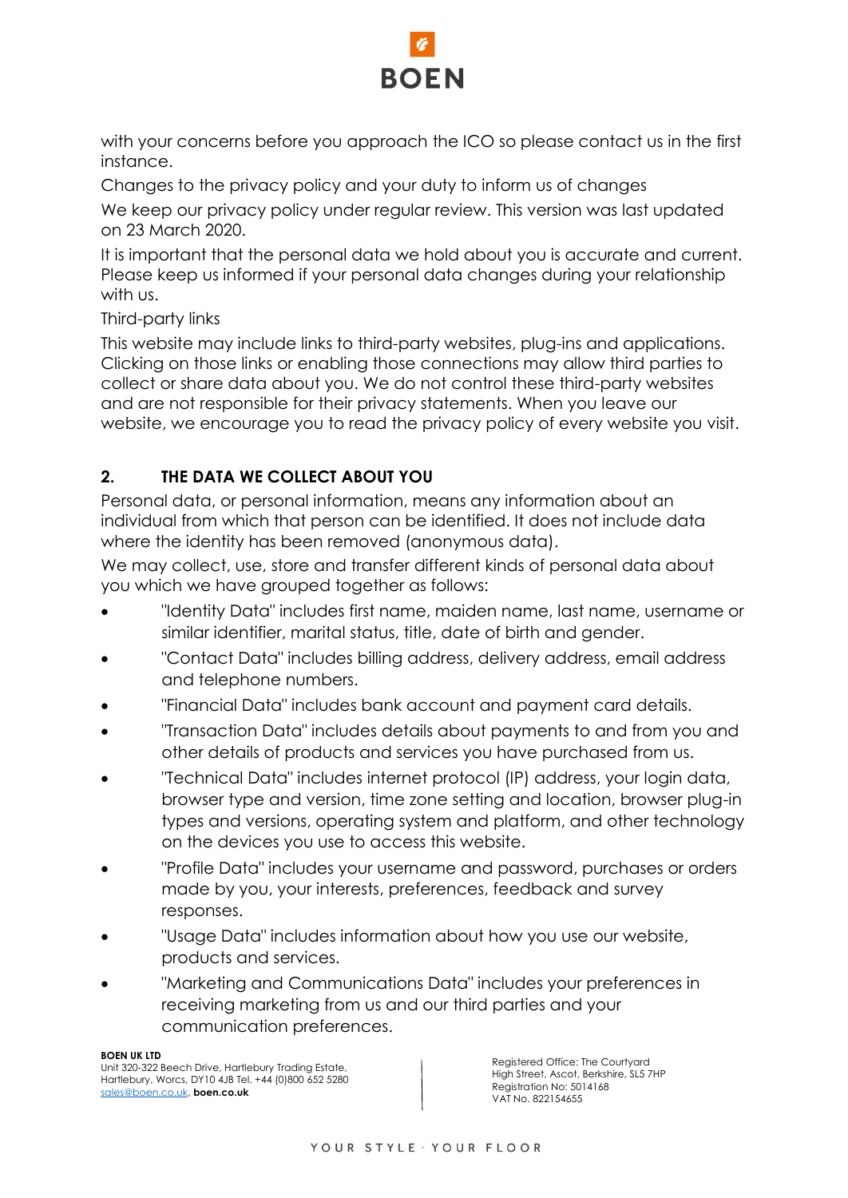with your concerns before you approach the ICO so please contact us in the first instance.

Changes to the privacy policy and your duty to inform us of changes

We keep our privacy policy under regular review. This version was last updated on 23 March 2020.

It is important that the personal data we hold about you is accurate and current. Please keep us informed if your personal data changes during your relationship with us.

Third-party links

This website may include links to third-party websites, plug-ins and applications. Clicking on those links or enabling those connections may allow third parties to collect or share data about you. We do not control these third-party websites and are not responsible for their privacy statements. When you leave our website, we encourage you to read the privacy policy of every website you visit.

## 2. THE DATA WE COLLECT ABOUT YOU

Personal data, or personal information, means any information about an individual from which that person can be identified. It does not include data where the identity has been removed (anonymous data).

We may collect, use, store and transfer different kinds of personal data about you which we have grouped together as follows:

- "Identity Data" includes first name, maiden name, last name, username or similar identifier, marital status, title, date of birth and gender.
- "Contact Data" includes billing address, delivery address, email address and telephone numbers.
- "Financial Data" includes bank account and payment card details.
- "Transaction Data" includes details about payments to and from you and other details of products and services you have purchased from us.
- "Technical Data" includes internet protocol (IP) address, your login data, browser type and version, time zone setting and location, browser plug-in types and versions, operating system and platform, and other technology on the devices you use to access this website.
- "Profile Data" includes your username and password, purchases or orders made by you, your interests, preferences, feedback and survey responses.
- "Usage Data" includes information about how you use our website, products and services.
- "Marketing and Communications Data" includes your preferences in receiving marketing from us and our third parties and your communication preferences.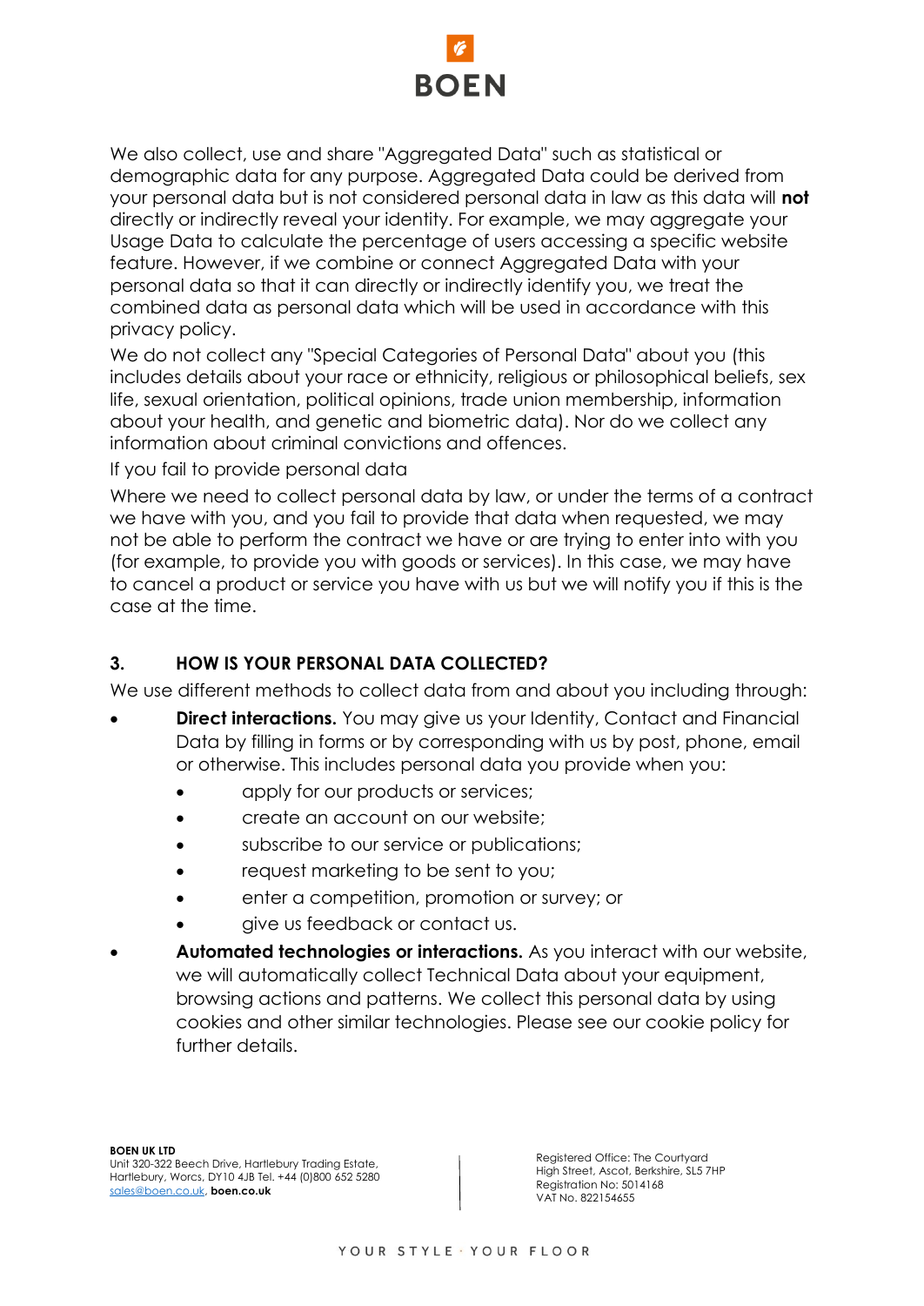We also collect, use and share "Aggregated Data" such as statistical or demographic data for any purpose. Aggregated Data could be derived from your personal data but is not considered personal data in law as this data will **not** directly or indirectly reveal your identity. For example, we may aggregate your Usage Data to calculate the percentage of users accessing a specific website feature. However, if we combine or connect Aggregated Data with your personal data so that it can directly or indirectly identify you, we treat the combined data as personal data which will be used in accordance with this privacy policy.

We do not collect any "Special Categories of Personal Data" about you (this includes details about your race or ethnicity, religious or philosophical beliefs, sex life, sexual orientation, political opinions, trade union membership, information about your health, and genetic and biometric data). Nor do we collect any information about criminal convictions and offences.

If you fail to provide personal data

Where we need to collect personal data by law, or under the terms of a contract we have with you, and you fail to provide that data when requested, we may not be able to perform the contract we have or are trying to enter into with you (for example, to provide you with goods or services). In this case, we may have to cancel a product or service you have with us but we will notify you if this is the case at the time.

## 3. HOW IS YOUR PERSONAL DATA COLLECTED?

We use different methods to collect data from and about you including through:

- **Direct interactions.** You may give us your Identity, Contact and Financial Data by filling in forms or by corresponding with us by post, phone, email or otherwise. This includes personal data you provide when you:
  - apply for our products or services;
  - create an account on our website;
  - subscribe to our service or publications;
  - request marketing to be sent to you;
  - enter a competition, promotion or survey; or
  - give us feedback or contact us.
- **Automated technologies or interactions.** As you interact with our website, we will automatically collect Technical Data about your equipment, browsing actions and patterns. We collect this personal data by using cookies and other similar technologies. Please see our cookie policy for further details.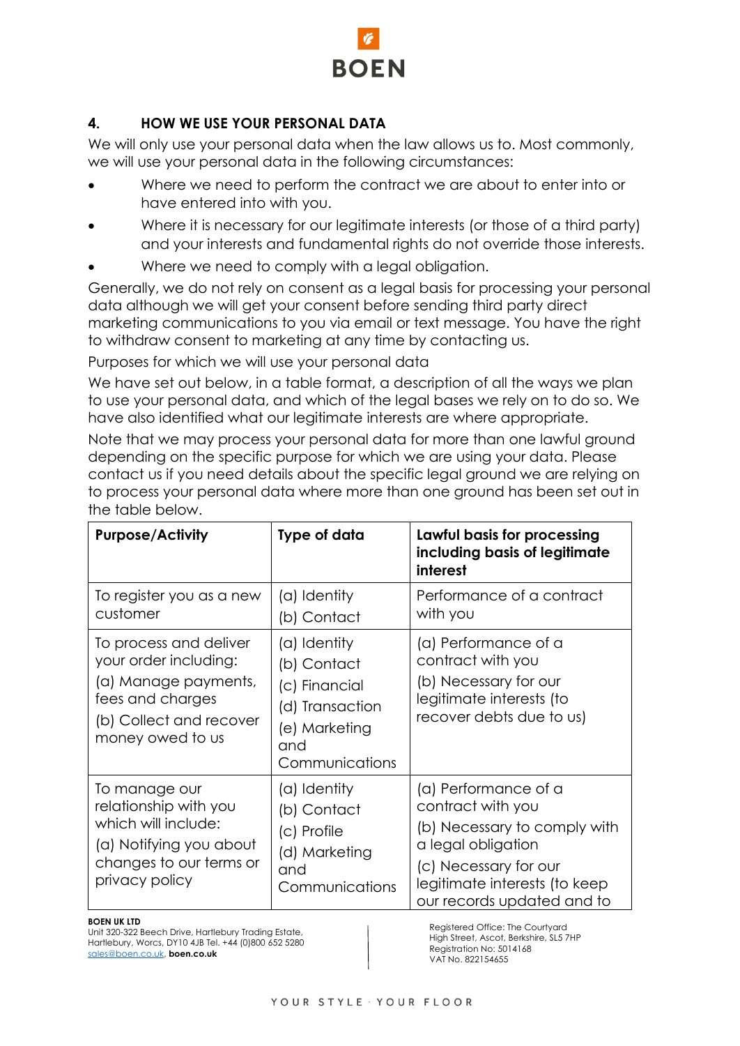## 4. HOW WE USE YOUR PERSONAL DATA

We will only use your personal data when the law allows us to. Most commonly, we will use your personal data in the following circumstances:

- Where we need to perform the contract we are about to enter into or have entered into with you.
- Where it is necessary for our legitimate interests (or those of a third party) and your interests and fundamental rights do not override those interests.
- Where we need to comply with a legal obligation.

Generally, we do not rely on consent as a legal basis for processing your personal data although we will get your consent before sending third party direct marketing communications to you via email or text message. You have the right to withdraw consent to marketing at any time by contacting us.

Purposes for which we will use your personal data

We have set out below, in a table format, a description of all the ways we plan to use your personal data, and which of the legal bases we rely on to do so. We have also identified what our legitimate interests are where appropriate.

Note that we may process your personal data for more than one lawful ground depending on the specific purpose for which we are using your data. Please contact us if you need details about the specific legal ground we are relying on to process your personal data where more than one ground has been set out in the table below.

| **Purpose/Activity** | **Type of data** | **Lawful basis for processing including basis of legitimate interest** |
|---|---|---|
| To register you as a new customer | (a) Identity<br>(b) Contact | Performance of a contract with you |
| To process and deliver your order including:<br>(a) Manage payments, fees and charges<br>(b) Collect and recover money owed to us | (a) Identity<br>(b) Contact<br>(c) Financial<br>(d) Transaction<br>(e) Marketing and Communications | (a) Performance of a contract with you<br>(b) Necessary for our legitimate interests (to recover debts due to us) |
| To manage our relationship with you which will include:<br>(a) Notifying you about changes to our terms or privacy policy | (a) Identity<br>(b) Contact<br>(c) Profile<br>(d) Marketing and Communications | (a) Performance of a contract with you<br>(b) Necessary to comply with a legal obligation<br>(c) Necessary for our legitimate interests (to keep our records updated and to |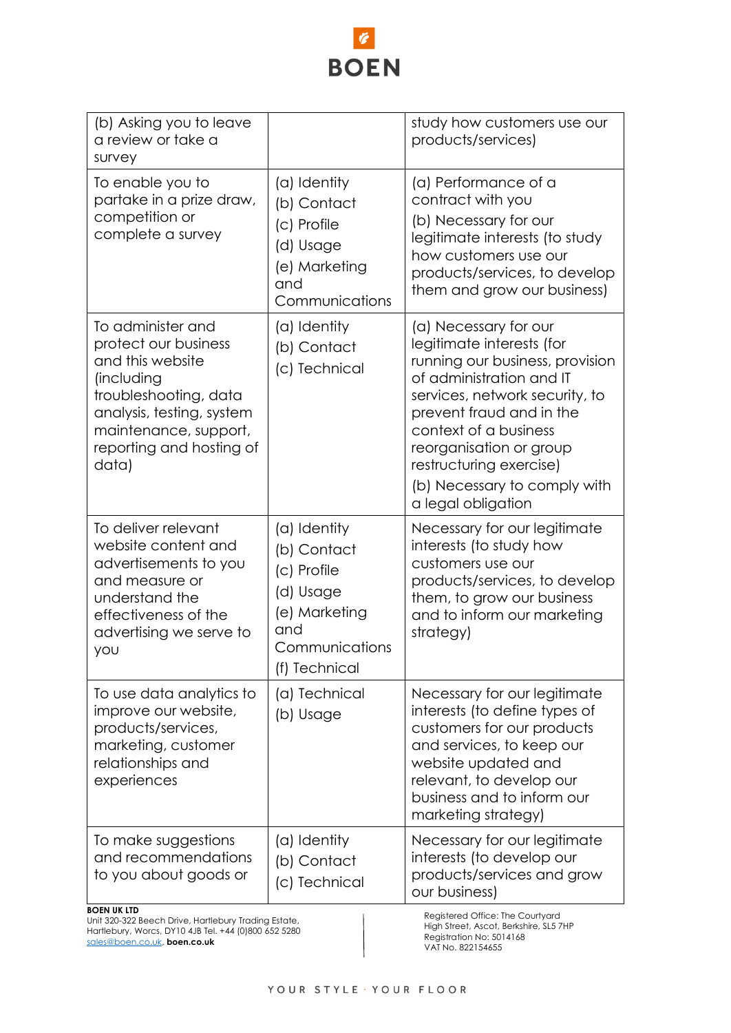| | | |
|---|---|---|
| (b) Asking you to leave a review or take a survey | | study how customers use our products/services) |
| To enable you to partake in a prize draw, competition or complete a survey | (a) Identity<br>(b) Contact<br>(c) Profile<br>(d) Usage<br>(e) Marketing and Communications | (a) Performance of a contract with you<br>(b) Necessary for our legitimate interests (to study how customers use our products/services, to develop them and grow our business) |
| To administer and protect our business and this website (including troubleshooting, data analysis, testing, system maintenance, support, reporting and hosting of data) | (a) Identity<br>(b) Contact<br>(c) Technical | (a) Necessary for our legitimate interests (for running our business, provision of administration and IT services, network security, to prevent fraud and in the context of a business reorganisation or group restructuring exercise)<br>(b) Necessary to comply with a legal obligation |
| To deliver relevant website content and advertisements to you and measure or understand the effectiveness of the advertising we serve to you | (a) Identity<br>(b) Contact<br>(c) Profile<br>(d) Usage<br>(e) Marketing and Communications<br>(f) Technical | Necessary for our legitimate interests (to study how customers use our products/services, to develop them, to grow our business and to inform our marketing strategy) |
| To use data analytics to improve our website, products/services, marketing, customer relationships and experiences | (a) Technical<br>(b) Usage | Necessary for our legitimate interests (to define types of customers for our products and services, to keep our website updated and relevant, to develop our business and to inform our marketing strategy) |
| To make suggestions and recommendations to you about goods or | (a) Identity<br>(b) Contact<br>(c) Technical | Necessary for our legitimate interests (to develop our products/services and grow our business) |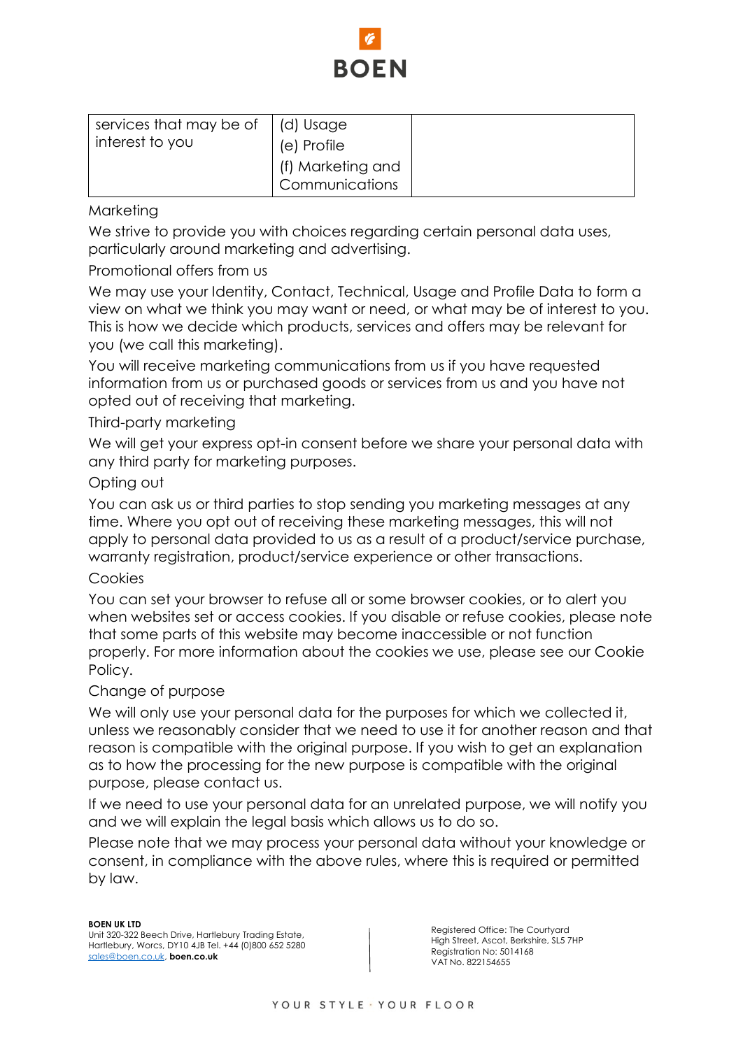| | | |
|---|---|---|
| services that may be of interest to you | (d) Usage<br>(e) Profile<br>(f) Marketing and Communications | |

Marketing

We strive to provide you with choices regarding certain personal data uses, particularly around marketing and advertising.

Promotional offers from us

We may use your Identity, Contact, Technical, Usage and Profile Data to form a view on what we think you may want or need, or what may be of interest to you. This is how we decide which products, services and offers may be relevant for you (we call this marketing).

You will receive marketing communications from us if you have requested information from us or purchased goods or services from us and you have not opted out of receiving that marketing.

Third-party marketing

We will get your express opt-in consent before we share your personal data with any third party for marketing purposes.

Opting out

You can ask us or third parties to stop sending you marketing messages at any time. Where you opt out of receiving these marketing messages, this will not apply to personal data provided to us as a result of a product/service purchase, warranty registration, product/service experience or other transactions.

Cookies

You can set your browser to refuse all or some browser cookies, or to alert you when websites set or access cookies. If you disable or refuse cookies, please note that some parts of this website may become inaccessible or not function properly. For more information about the cookies we use, please see our Cookie Policy.

Change of purpose

We will only use your personal data for the purposes for which we collected it, unless we reasonably consider that we need to use it for another reason and that reason is compatible with the original purpose. If you wish to get an explanation as to how the processing for the new purpose is compatible with the original purpose, please contact us.

If we need to use your personal data for an unrelated purpose, we will notify you and we will explain the legal basis which allows us to do so.

Please note that we may process your personal data without your knowledge or consent, in compliance with the above rules, where this is required or permitted by law.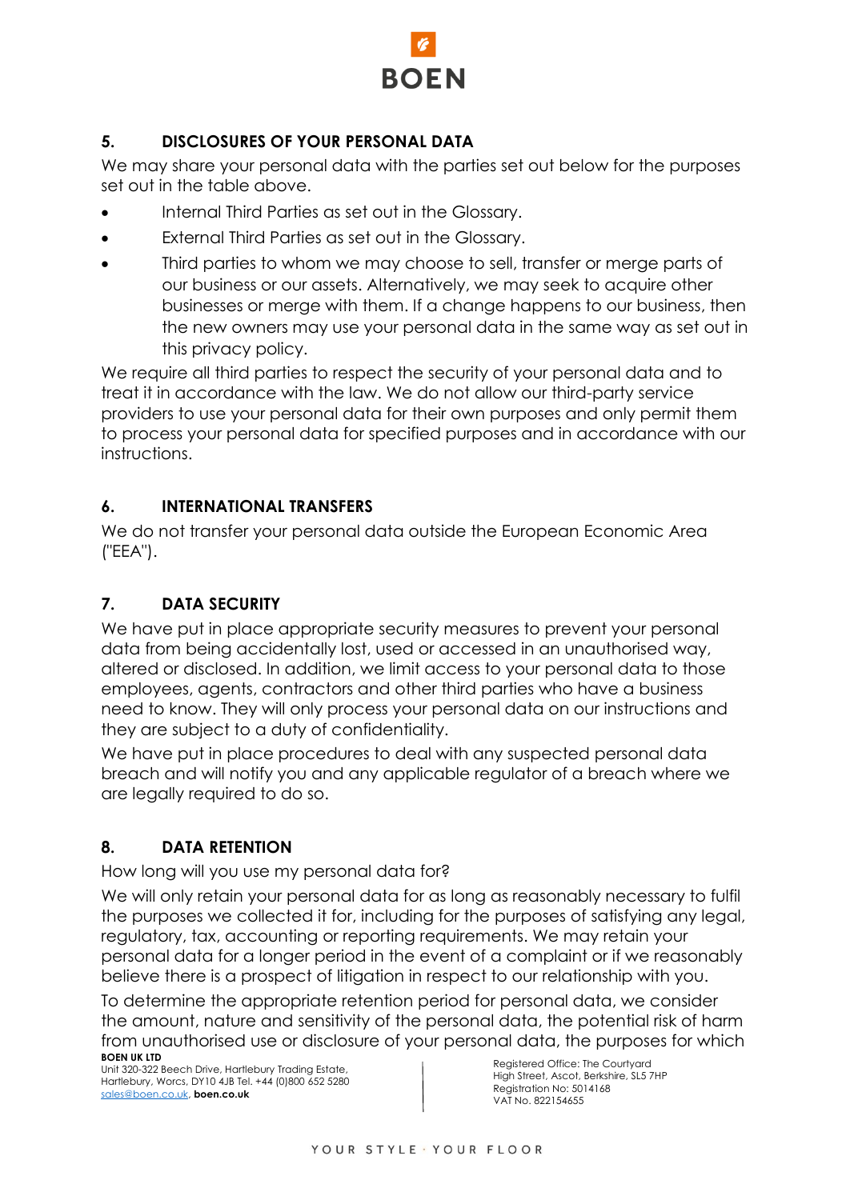## 5. DISCLOSURES OF YOUR PERSONAL DATA

We may share your personal data with the parties set out below for the purposes set out in the table above.

- Internal Third Parties as set out in the Glossary.
- External Third Parties as set out in the Glossary.
- Third parties to whom we may choose to sell, transfer or merge parts of our business or our assets. Alternatively, we may seek to acquire other businesses or merge with them. If a change happens to our business, then the new owners may use your personal data in the same way as set out in this privacy policy.

We require all third parties to respect the security of your personal data and to treat it in accordance with the law. We do not allow our third-party service providers to use your personal data for their own purposes and only permit them to process your personal data for specified purposes and in accordance with our instructions.

## 6. INTERNATIONAL TRANSFERS

We do not transfer your personal data outside the European Economic Area ("EEA").

## 7. DATA SECURITY

We have put in place appropriate security measures to prevent your personal data from being accidentally lost, used or accessed in an unauthorised way, altered or disclosed. In addition, we limit access to your personal data to those employees, agents, contractors and other third parties who have a business need to know. They will only process your personal data on our instructions and they are subject to a duty of confidentiality.

We have put in place procedures to deal with any suspected personal data breach and will notify you and any applicable regulator of a breach where we are legally required to do so.

## 8. DATA RETENTION

How long will you use my personal data for?

We will only retain your personal data for as long as reasonably necessary to fulfil the purposes we collected it for, including for the purposes of satisfying any legal, regulatory, tax, accounting or reporting requirements. We may retain your personal data for a longer period in the event of a complaint or if we reasonably believe there is a prospect of litigation in respect to our relationship with you.

To determine the appropriate retention period for personal data, we consider the amount, nature and sensitivity of the personal data, the potential risk of harm from unauthorised use or disclosure of your personal data, the purposes for which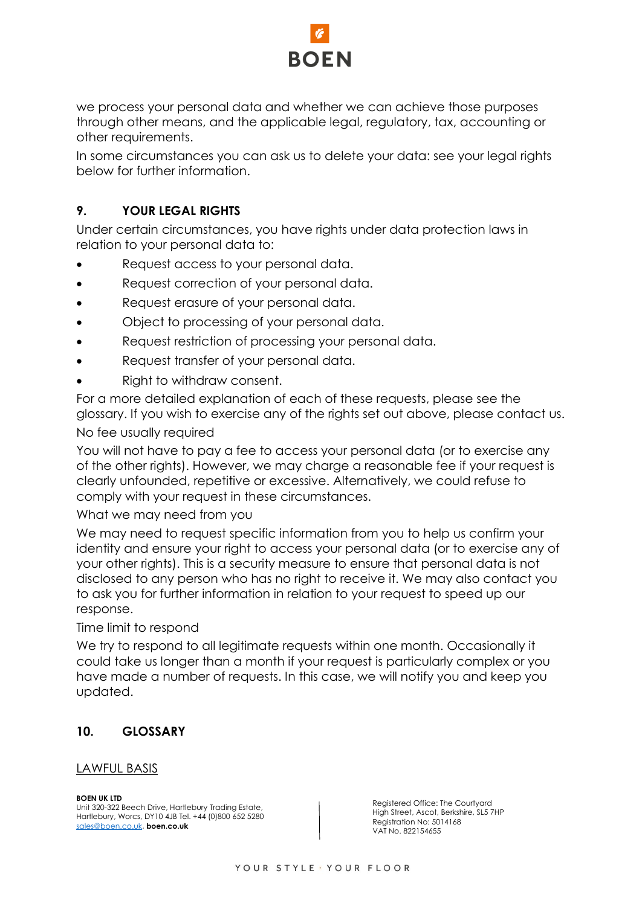we process your personal data and whether we can achieve those purposes through other means, and the applicable legal, regulatory, tax, accounting or other requirements.

In some circumstances you can ask us to delete your data: see your legal rights below for further information.

## 9. YOUR LEGAL RIGHTS

Under certain circumstances, you have rights under data protection laws in relation to your personal data to:

- Request access to your personal data.
- Request correction of your personal data.
- Request erasure of your personal data.
- Object to processing of your personal data.
- Request restriction of processing your personal data.
- Request transfer of your personal data.
- Right to withdraw consent.

For a more detailed explanation of each of these requests, please see the glossary. If you wish to exercise any of the rights set out above, please contact us.

No fee usually required

You will not have to pay a fee to access your personal data (or to exercise any of the other rights). However, we may charge a reasonable fee if your request is clearly unfounded, repetitive or excessive. Alternatively, we could refuse to comply with your request in these circumstances.

What we may need from you

We may need to request specific information from you to help us confirm your identity and ensure your right to access your personal data (or to exercise any of your other rights). This is a security measure to ensure that personal data is not disclosed to any person who has no right to receive it. We may also contact you to ask you for further information in relation to your request to speed up our response.

Time limit to respond

We try to respond to all legitimate requests within one month. Occasionally it could take us longer than a month if your request is particularly complex or you have made a number of requests. In this case, we will notify you and keep you updated.

## 10. GLOSSARY

LAWFUL BASIS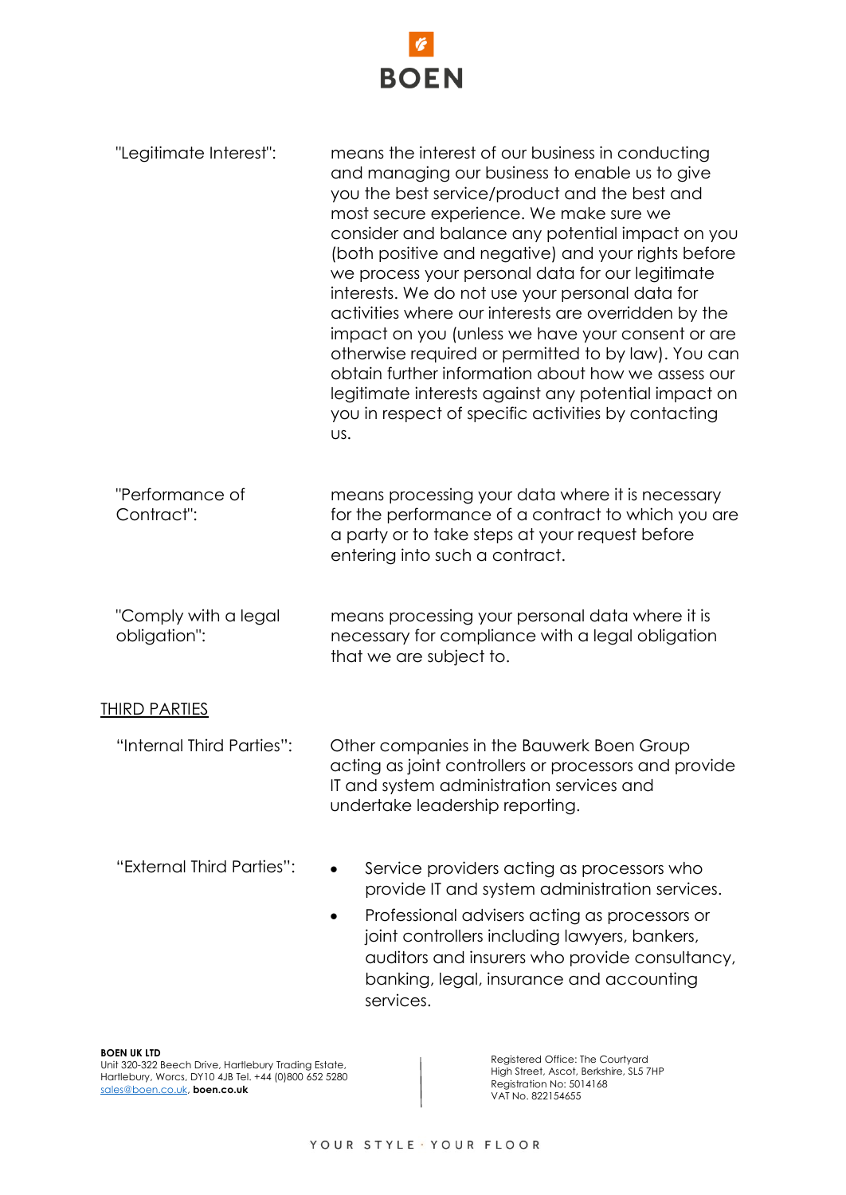| | |
|---|---|
| "Legitimate Interest": | means the interest of our business in conducting and managing our business to enable us to give you the best service/product and the best and most secure experience. We make sure we consider and balance any potential impact on you (both positive and negative) and your rights before we process your personal data for our legitimate interests. We do not use your personal data for activities where our interests are overridden by the impact on you (unless we have your consent or are otherwise required or permitted to by law). You can obtain further information about how we assess our legitimate interests against any potential impact on you in respect of specific activities by contacting us. |
| "Performance of Contract": | means processing your data where it is necessary for the performance of a contract to which you are a party or to take steps at your request before entering into such a contract. |
| "Comply with a legal obligation": | means processing your personal data where it is necessary for compliance with a legal obligation that we are subject to. |

<u>THIRD PARTIES</u>

| | |
|---|---|
| "Internal Third Parties": | Other companies in the Bauwerk Boen Group acting as joint controllers or processors and provide IT and system administration services and undertake leadership reporting. |
| "External Third Parties": | • Service providers acting as processors who provide IT and system administration services. <br> • Professional advisers acting as processors or joint controllers including lawyers, bankers, auditors and insurers who provide consultancy, banking, legal, insurance and accounting services. |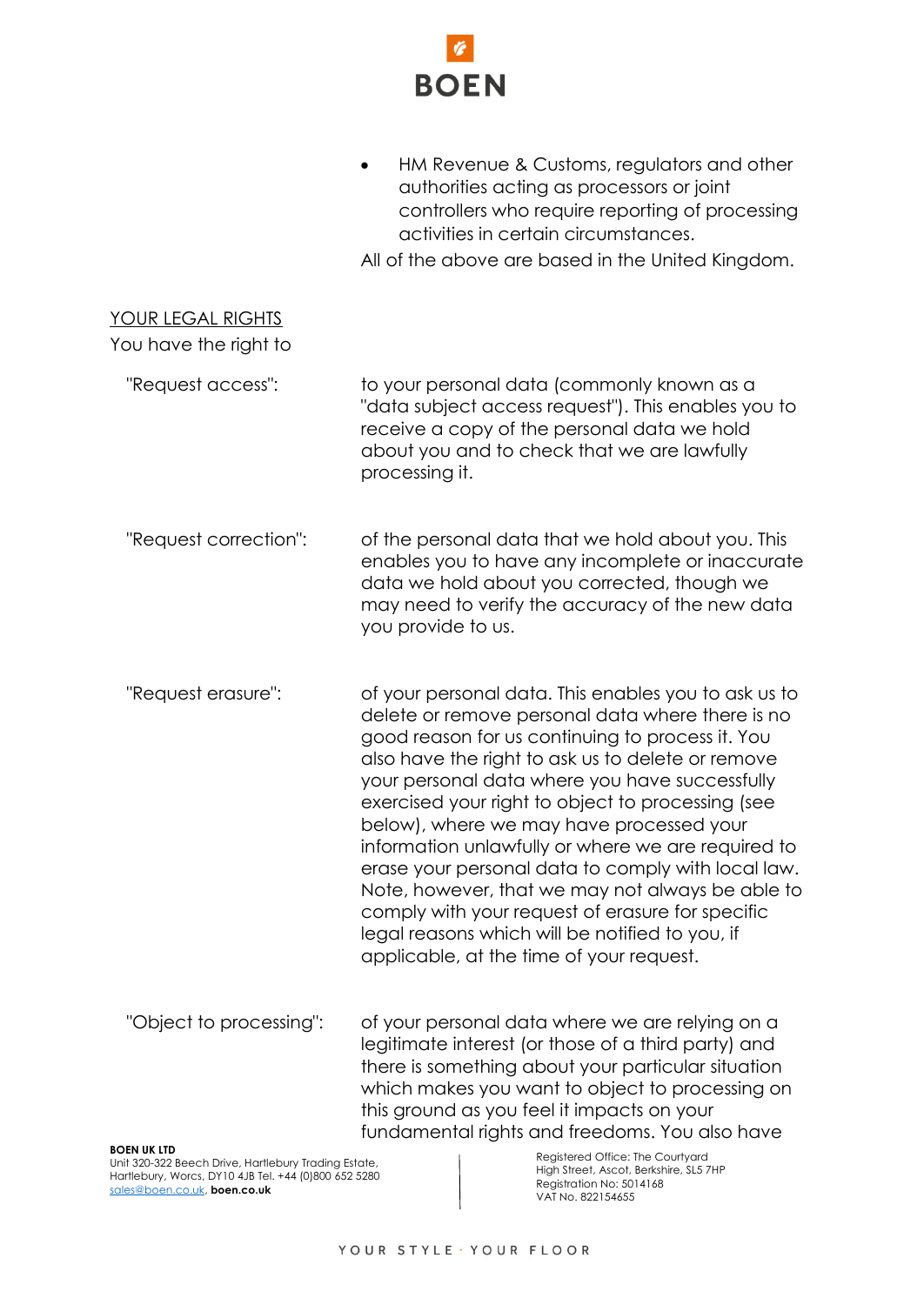- HM Revenue & Customs, regulators and other authorities acting as processors or joint controllers who require reporting of processing activities in certain circumstances.

All of the above are based in the United Kingdom.

<u>YOUR LEGAL RIGHTS</u>

You have the right to

| | |
|---|---|
| "Request access": | to your personal data (commonly known as a "data subject access request"). This enables you to receive a copy of the personal data we hold about you and to check that we are lawfully processing it. |
| "Request correction": | of the personal data that we hold about you. This enables you to have any incomplete or inaccurate data we hold about you corrected, though we may need to verify the accuracy of the new data you provide to us. |
| "Request erasure": | of your personal data. This enables you to ask us to delete or remove personal data where there is no good reason for us continuing to process it. You also have the right to ask us to delete or remove your personal data where you have successfully exercised your right to object to processing (see below), where we may have processed your information unlawfully or where we are required to erase your personal data to comply with local law. Note, however, that we may not always be able to comply with your request of erasure for specific legal reasons which will be notified to you, if applicable, at the time of your request. |
| "Object to processing": | of your personal data where we are relying on a legitimate interest (or those of a third party) and there is something about your particular situation which makes you want to object to processing on this ground as you feel it impacts on your fundamental rights and freedoms. You also have |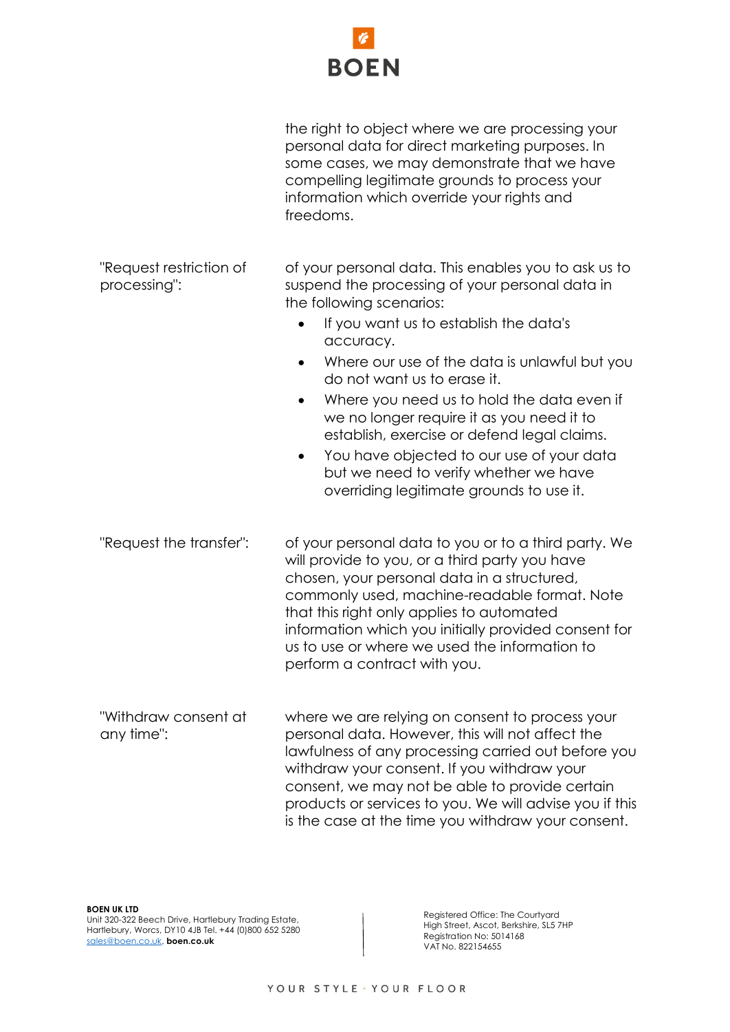the right to object where we are processing your personal data for direct marketing purposes. In some cases, we may demonstrate that we have compelling legitimate grounds to process your information which override your rights and freedoms.

| | |
|---|---|
| "Request restriction of processing": | of your personal data. This enables you to ask us to suspend the processing of your personal data in the following scenarios:<br>• If you want us to establish the data's accuracy.<br>• Where our use of the data is unlawful but you do not want us to erase it.<br>• Where you need us to hold the data even if we no longer require it as you need it to establish, exercise or defend legal claims.<br>• You have objected to our use of your data but we need to verify whether we have overriding legitimate grounds to use it. |
| "Request the transfer": | of your personal data to you or to a third party. We will provide to you, or a third party you have chosen, your personal data in a structured, commonly used, machine-readable format. Note that this right only applies to automated information which you initially provided consent for us to use or where we used the information to perform a contract with you. |
| "Withdraw consent at any time": | where we are relying on consent to process your personal data. However, this will not affect the lawfulness of any processing carried out before you withdraw your consent. If you withdraw your consent, we may not be able to provide certain products or services to you. We will advise you if this is the case at the time you withdraw your consent. |